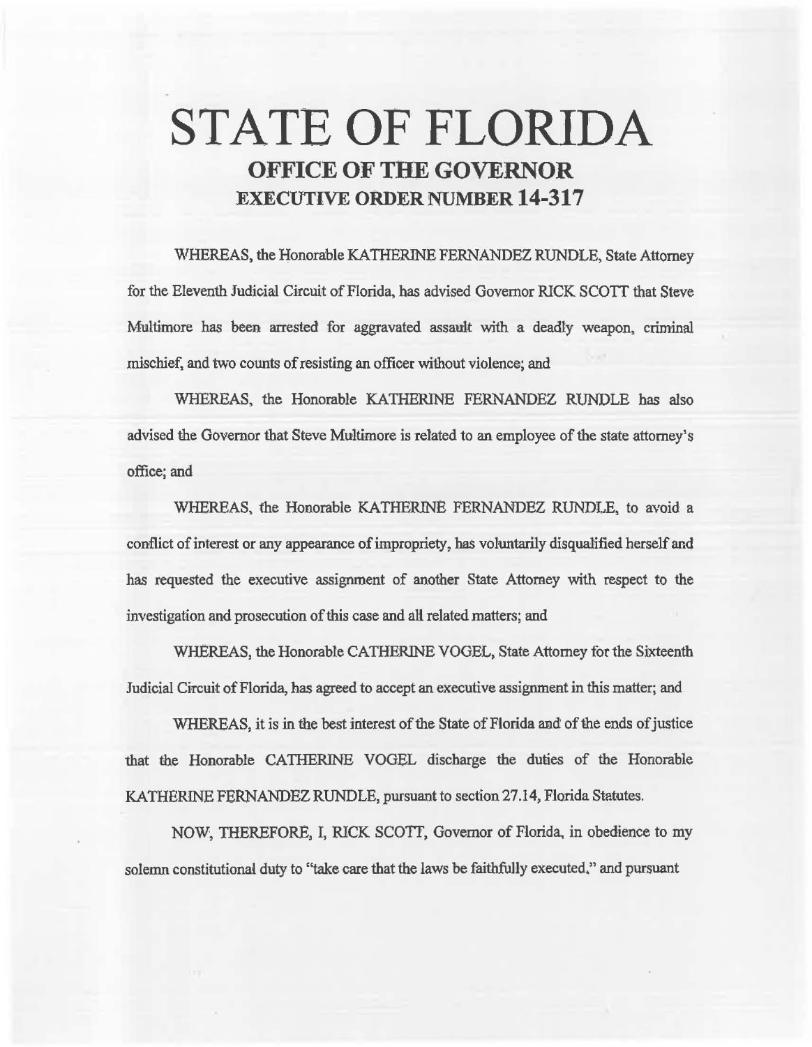# STATE OF FLORIDA

## OFFICE OF THE GOVERNOR

## EXECUTIVE ORDER NUMBER 14-317

WHEREAS, the Honorable KATHERINE FERNANDEZ RUNDLE, State Attorney for the Eleventh Judicial Circuit of Florida, has advised Governor RICK SCOTT that Steve Multimore has been arrested for aggravated assault with a deadly weapon, criminal mischief, and two counts of resisting an officer without violence; and

WHEREAS, the Honorable KATHERINE FERNANDEZ RUNDLE has also advised the Governor that Steve Multimore is related to an employee of the state attorney's office; and

WHEREAS, the Honorable KATHERINE FERNANDEZ RUNDLE, to avoid a conflict of interest or any appearance of impropriety, has voluntarily disqualified herself and has requested the executive assignment of another State Attorney with respect to the investigation and prosecution of this case and all related matters; and

WHEREAS, the Honorable CATHERINE VOGEL, State Attorney for the Sixteenth Judicial Circuit of Florida, has agreed to accept an executive assignment in this matter; and

WHEREAS, it is in the best interest of the State of Florida and of the ends of justice that the Honorable CATHERINE VOGEL discharge the duties of the Honorable KATHERINE FERNANDEZ RUNDLE, pursuant to section 27.14, Florida Statutes.

NOW, THEREFORE, I, RICK SCOTT, Governor of Florida, in obedience to my solemn constitutional duty to "take care that the laws be faithfully executed," and pursuant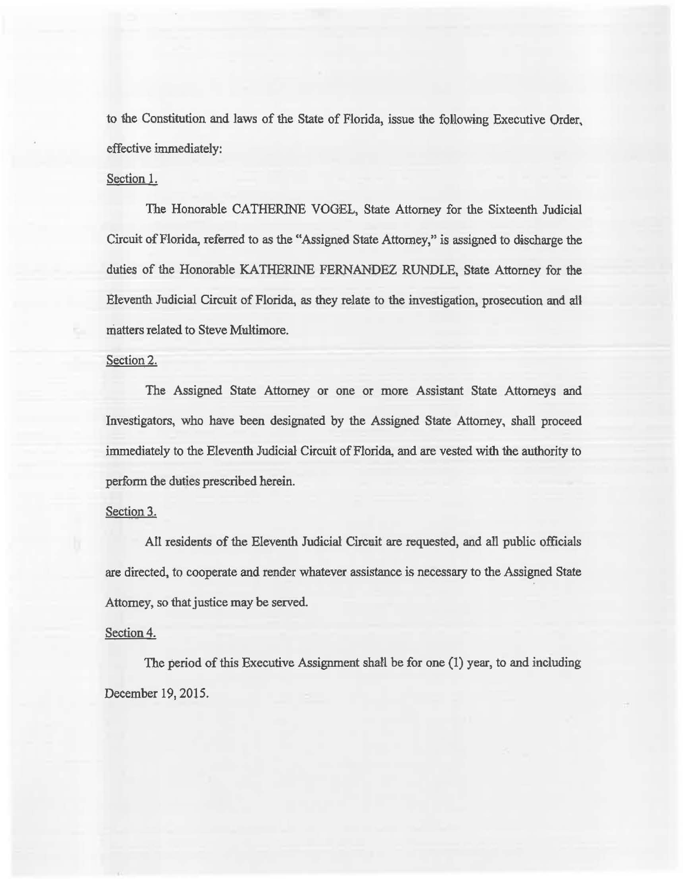to the Constitution and laws of the State of Florida, issue the following Executive Order, effective immediately:

Section 1.

The Honorable CATHERINE VOGEL, State Attorney for the Sixteenth Judicial Circuit of Florida, referred to as the "Assigned State Attorney," is assigned to discharge the duties of the Honorable KATHERINE FERNANDEZ RUNDLE, State Attorney for the Eleventh Judicial Circuit of Florida, as they relate to the investigation, prosecution and all matters related to Steve Multimore.

Section 2.

The Assigned State Attorney or one or more Assistant State Attorneys and Investigators, who have been designated by the Assigned State Attorney, shall proceed immediately to the Eleventh Judicial Circuit of Florida, and are vested with the authority to perform the duties prescribed herein.

Section 3.

All residents of the Eleventh Judicial Circuit are requested, and all public officials are directed, to cooperate and render whatever assistance is necessary to the Assigned State Attorney, so that justice may be served.

Section 4.

The period of this Executive Assignment shall be for one (1) year, to and including December 19, 2015.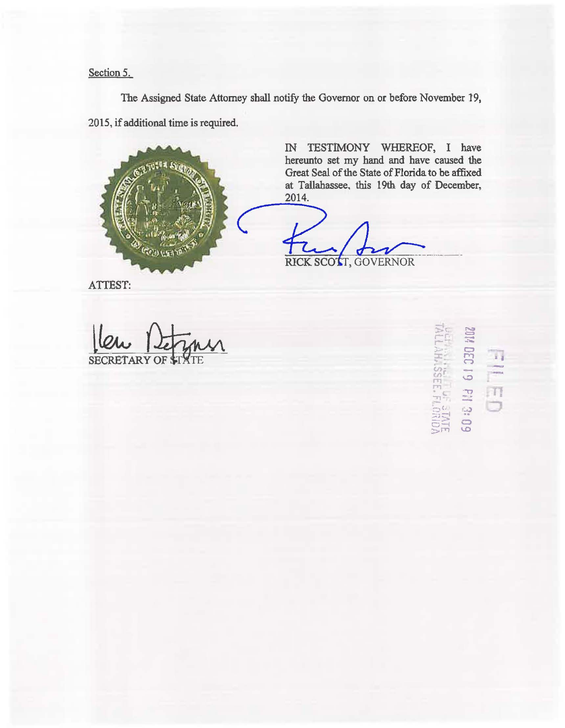Section 5.

The Assigned State Attorney shall notify the Governor on or before November 19, 2015, if additional time is required.

IN TESTIMONY WHEREOF, I have hereunto set my hand and have caused the Great Seal of the State of Florida to be affixed at Tallahassee, this 19th day of December, 2014.

RICK SCOTT, GOVERNOR

ATTEST:

SECRETARY OF STATE

FILED

2014 DEC 19 PM 3:09

DEPARTMENT OF STATE
TALLAHASSEE, FLORIDA